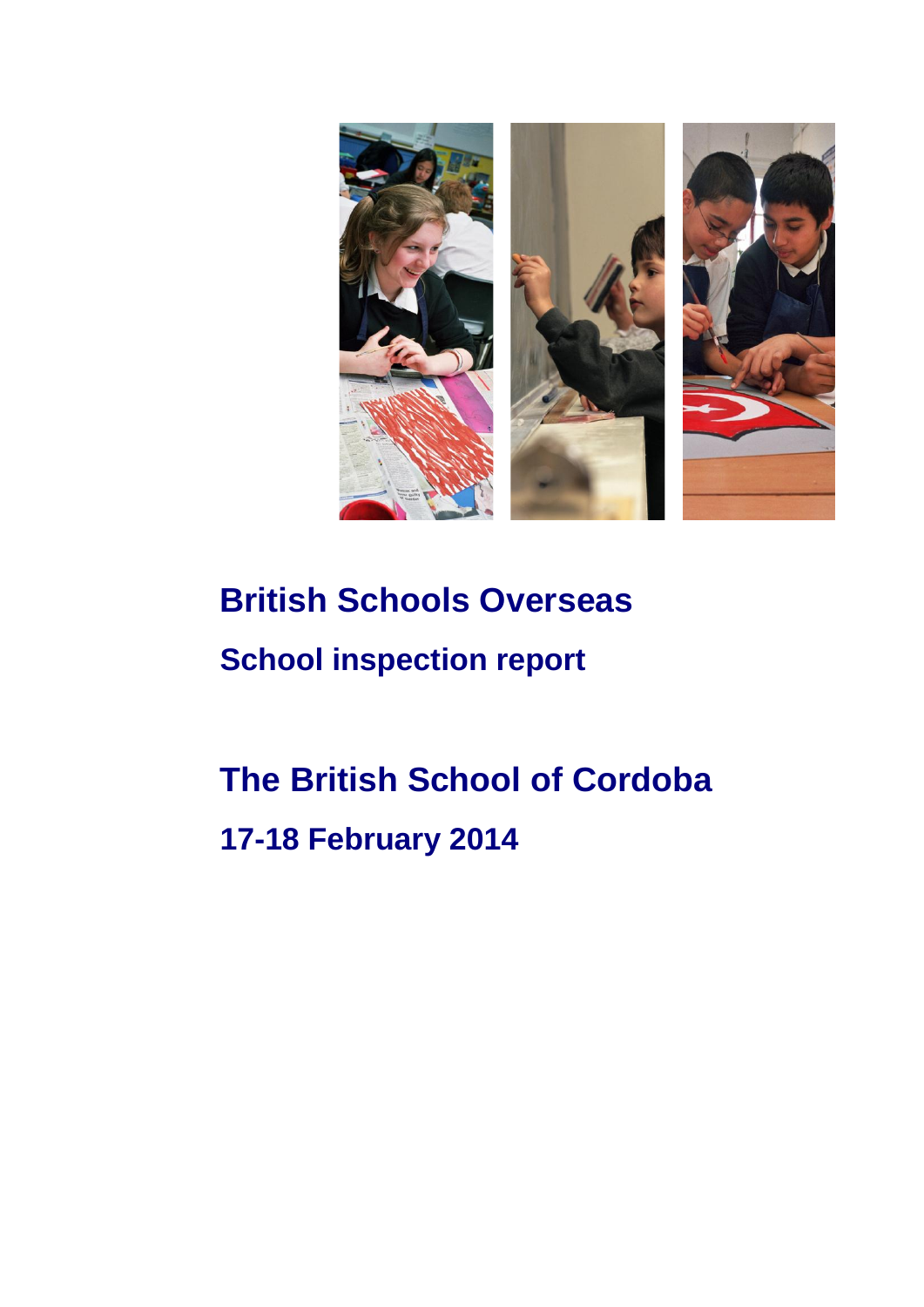# British Schools Overseas

## School inspection report

# The British School of Cordoba

## 17-18 February 2014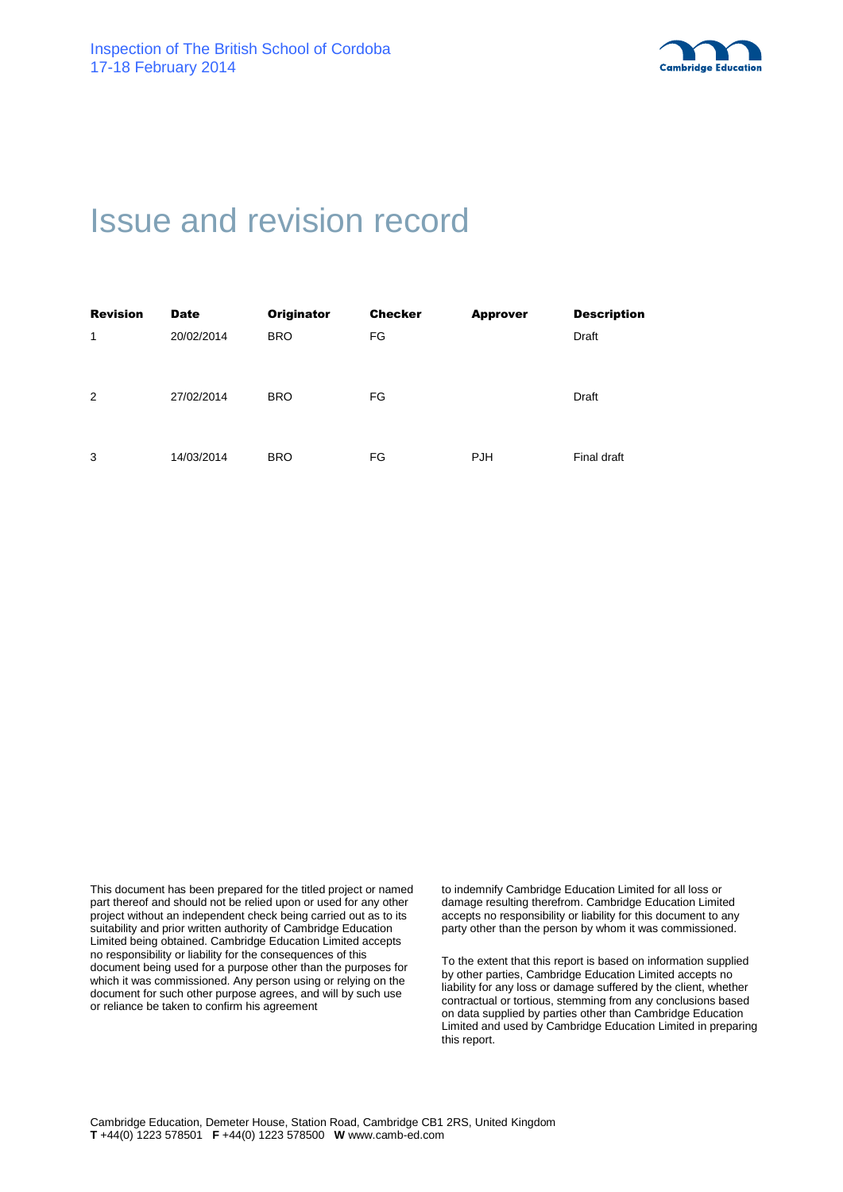# Issue and revision record

| Revision | Date | Originator | Checker | Approver | Description |
|---|---|---|---|---|---|
| 1 | 20/02/2014 | BRO | FG | | Draft |
| 2 | 27/02/2014 | BRO | FG | | Draft |
| 3 | 14/03/2014 | BRO | FG | PJH | Final draft |

This document has been prepared for the titled project or named part thereof and should not be relied upon or used for any other project without an independent check being carried out as to its suitability and prior written authority of Cambridge Education Limited being obtained. Cambridge Education Limited accepts no responsibility or liability for the consequences of this document being used for a purpose other than the purposes for which it was commissioned. Any person using or relying on the document for such other purpose agrees, and will by such use or reliance be taken to confirm his agreement to indemnify Cambridge Education Limited for all loss or damage resulting therefrom. Cambridge Education Limited accepts no responsibility or liability for this document to any party other than the person by whom it was commissioned.

To the extent that this report is based on information supplied by other parties, Cambridge Education Limited accepts no liability for any loss or damage suffered by the client, whether contractual or tortious, stemming from any conclusions based on data supplied by parties other than Cambridge Education Limited and used by Cambridge Education Limited in preparing this report.

Cambridge Education, Demeter House, Station Road, Cambridge CB1 2RS, United Kingdom
**T** +44(0) 1223 578501 **F** +44(0) 1223 578500 **W** www.camb-ed.com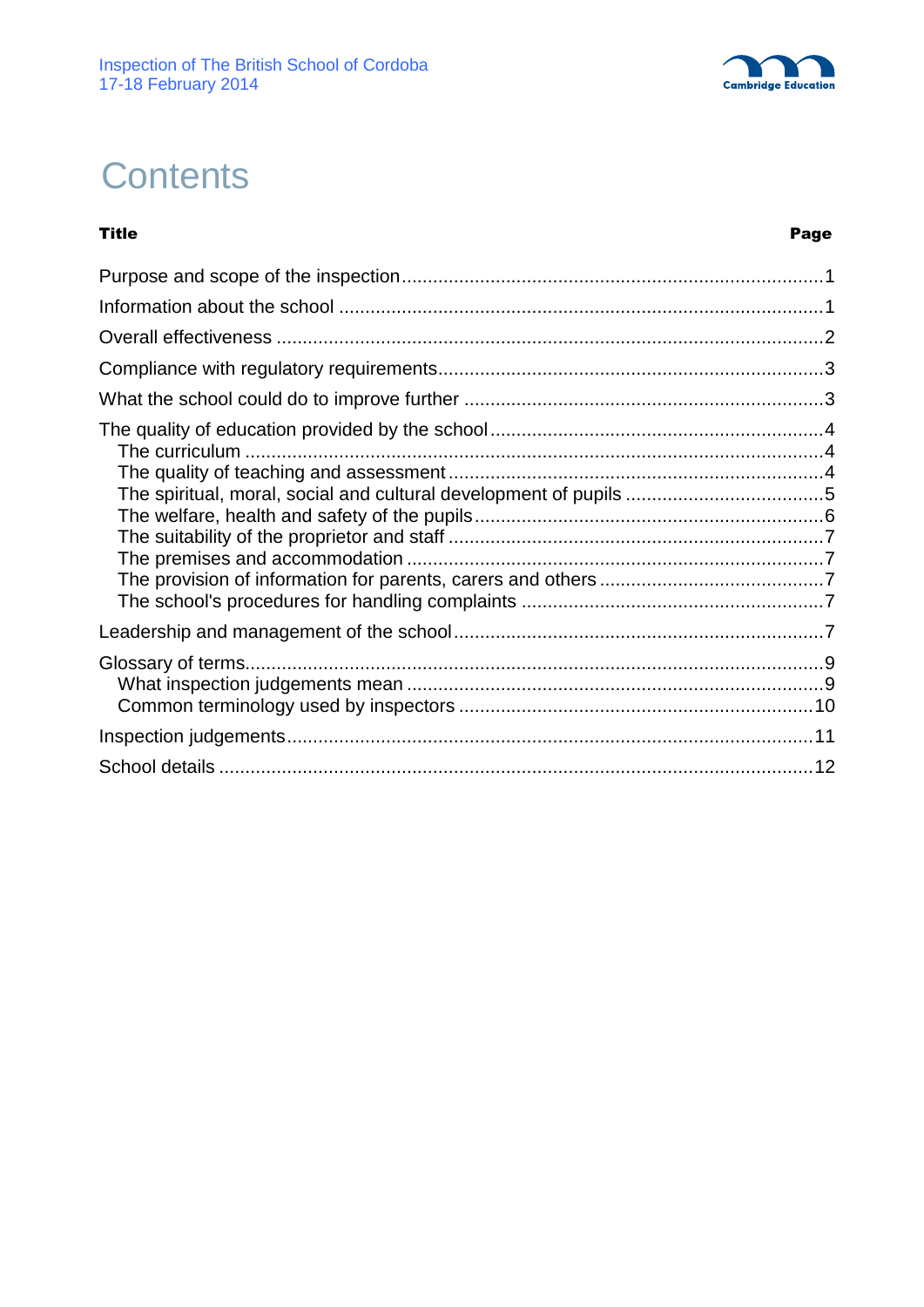# Contents

| Title | Page |
|---|---|
| Purpose and scope of the inspection | 1 |
| Information about the school | 1 |
| Overall effectiveness | 2 |
| Compliance with regulatory requirements | 3 |
| What the school could do to improve further | 3 |
| The quality of education provided by the school | 4 |
| The curriculum | 4 |
| The quality of teaching and assessment | 4 |
| The spiritual, moral, social and cultural development of pupils | 5 |
| The welfare, health and safety of the pupils | 6 |
| The suitability of the proprietor and staff | 7 |
| The premises and accommodation | 7 |
| The provision of information for parents, carers and others | 7 |
| The school's procedures for handling complaints | 7 |
| Leadership and management of the school | 7 |
| Glossary of terms | 9 |
| What inspection judgements mean | 9 |
| Common terminology used by inspectors | 10 |
| Inspection judgements | 11 |
| School details | 12 |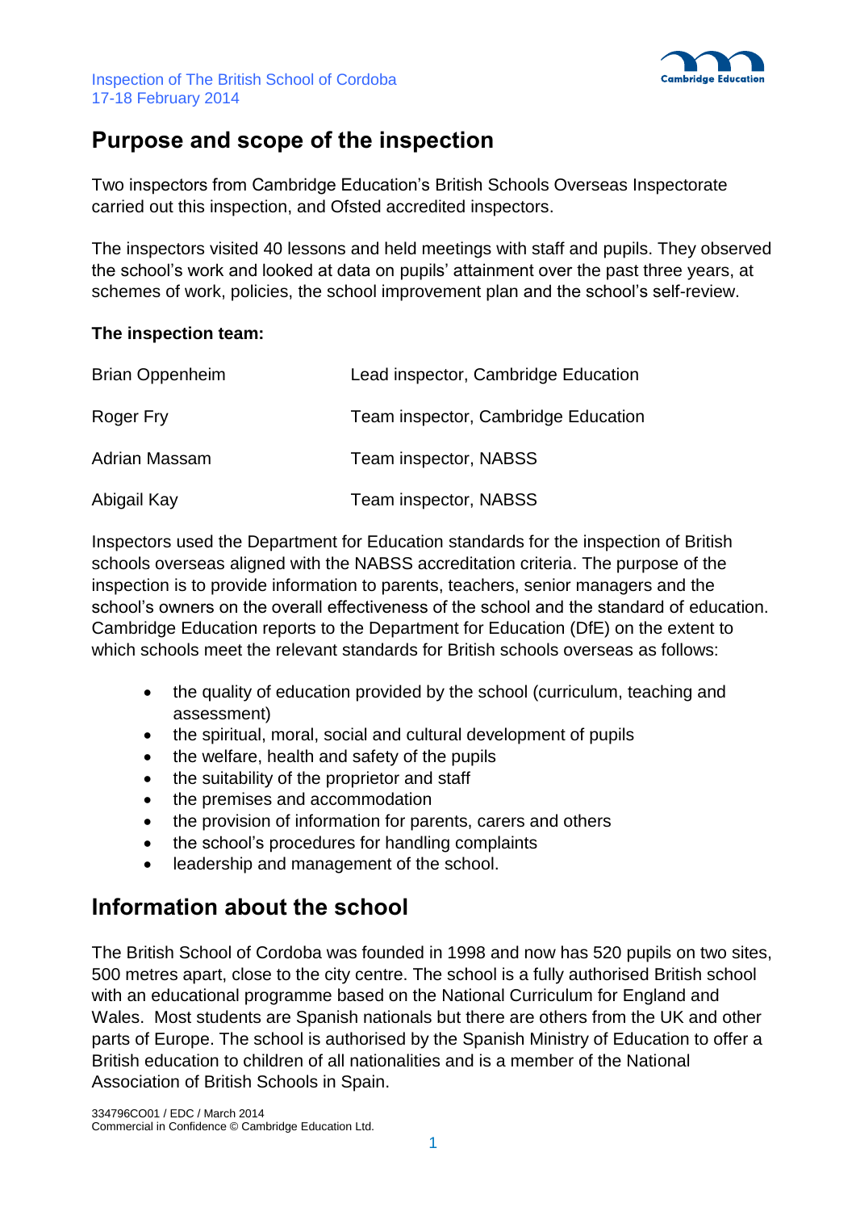## Purpose and scope of the inspection

Two inspectors from Cambridge Education's British Schools Overseas Inspectorate carried out this inspection, and Ofsted accredited inspectors.

The inspectors visited 40 lessons and held meetings with staff and pupils. They observed the school's work and looked at data on pupils' attainment over the past three years, at schemes of work, policies, the school improvement plan and the school's self-review.

**The inspection team:**

| | |
|---|---|
| Brian Oppenheim | Lead inspector, Cambridge Education |
| Roger Fry | Team inspector, Cambridge Education |
| Adrian Massam | Team inspector, NABSS |
| Abigail Kay | Team inspector, NABSS |

Inspectors used the Department for Education standards for the inspection of British schools overseas aligned with the NABSS accreditation criteria. The purpose of the inspection is to provide information to parents, teachers, senior managers and the school's owners on the overall effectiveness of the school and the standard of education. Cambridge Education reports to the Department for Education (DfE) on the extent to which schools meet the relevant standards for British schools overseas as follows:

- the quality of education provided by the school (curriculum, teaching and assessment)
- the spiritual, moral, social and cultural development of pupils
- the welfare, health and safety of the pupils
- the suitability of the proprietor and staff
- the premises and accommodation
- the provision of information for parents, carers and others
- the school's procedures for handling complaints
- leadership and management of the school.

## Information about the school

The British School of Cordoba was founded in 1998 and now has 520 pupils on two sites, 500 metres apart, close to the city centre. The school is a fully authorised British school with an educational programme based on the National Curriculum for England and Wales. Most students are Spanish nationals but there are others from the UK and other parts of Europe. The school is authorised by the Spanish Ministry of Education to offer a British education to children of all nationalities and is a member of the National Association of British Schools in Spain.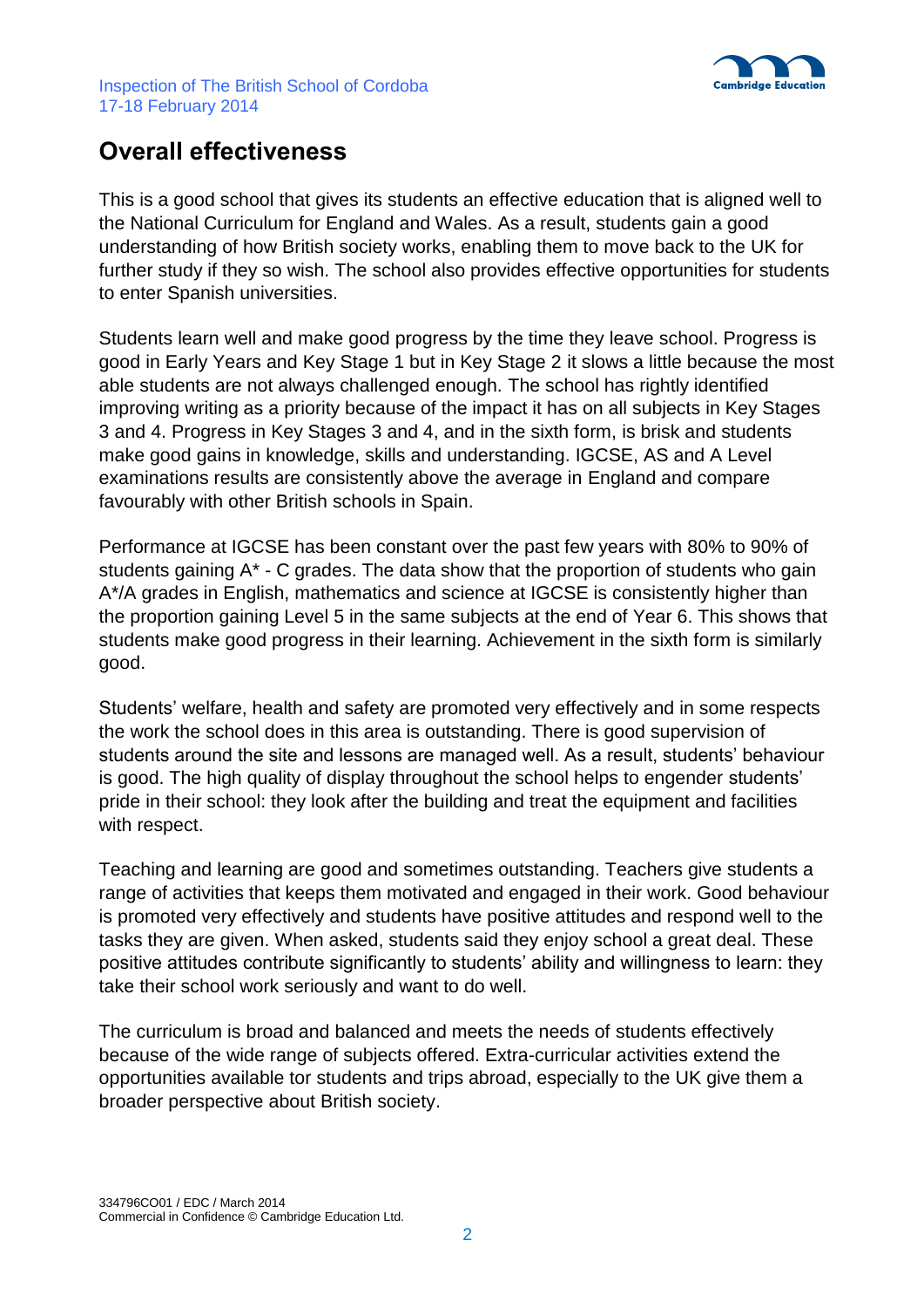## Overall effectiveness

This is a good school that gives its students an effective education that is aligned well to the National Curriculum for England and Wales. As a result, students gain a good understanding of how British society works, enabling them to move back to the UK for further study if they so wish. The school also provides effective opportunities for students to enter Spanish universities.

Students learn well and make good progress by the time they leave school. Progress is good in Early Years and Key Stage 1 but in Key Stage 2 it slows a little because the most able students are not always challenged enough. The school has rightly identified improving writing as a priority because of the impact it has on all subjects in Key Stages 3 and 4. Progress in Key Stages 3 and 4, and in the sixth form, is brisk and students make good gains in knowledge, skills and understanding. IGCSE, AS and A Level examinations results are consistently above the average in England and compare favourably with other British schools in Spain.

Performance at IGCSE has been constant over the past few years with 80% to 90% of students gaining A* - C grades. The data show that the proportion of students who gain A*/A grades in English, mathematics and science at IGCSE is consistently higher than the proportion gaining Level 5 in the same subjects at the end of Year 6. This shows that students make good progress in their learning. Achievement in the sixth form is similarly good.

Students' welfare, health and safety are promoted very effectively and in some respects the work the school does in this area is outstanding. There is good supervision of students around the site and lessons are managed well. As a result, students' behaviour is good. The high quality of display throughout the school helps to engender students' pride in their school: they look after the building and treat the equipment and facilities with respect.

Teaching and learning are good and sometimes outstanding. Teachers give students a range of activities that keeps them motivated and engaged in their work. Good behaviour is promoted very effectively and students have positive attitudes and respond well to the tasks they are given. When asked, students said they enjoy school a great deal. These positive attitudes contribute significantly to students' ability and willingness to learn: they take their school work seriously and want to do well.

The curriculum is broad and balanced and meets the needs of students effectively because of the wide range of subjects offered. Extra-curricular activities extend the opportunities available tor students and trips abroad, especially to the UK give them a broader perspective about British society.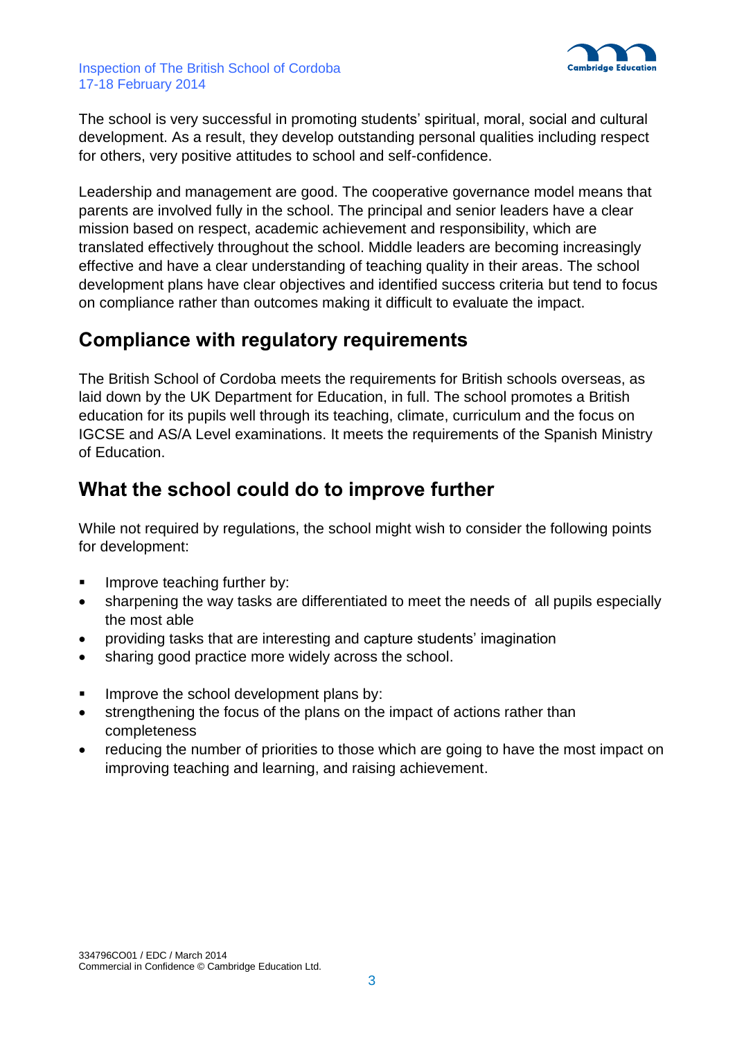The school is very successful in promoting students' spiritual, moral, social and cultural development. As a result, they develop outstanding personal qualities including respect for others, very positive attitudes to school and self-confidence.

Leadership and management are good. The cooperative governance model means that parents are involved fully in the school. The principal and senior leaders have a clear mission based on respect, academic achievement and responsibility, which are translated effectively throughout the school. Middle leaders are becoming increasingly effective and have a clear understanding of teaching quality in their areas. The school development plans have clear objectives and identified success criteria but tend to focus on compliance rather than outcomes making it difficult to evaluate the impact.

## Compliance with regulatory requirements

The British School of Cordoba meets the requirements for British schools overseas, as laid down by the UK Department for Education, in full. The school promotes a British education for its pupils well through its teaching, climate, curriculum and the focus on IGCSE and AS/A Level examinations. It meets the requirements of the Spanish Ministry of Education.

## What the school could do to improve further

While not required by regulations, the school might wish to consider the following points for development:

- Improve teaching further by:
- sharpening the way tasks are differentiated to meet the needs of all pupils especially the most able
- providing tasks that are interesting and capture students' imagination
- sharing good practice more widely across the school.

- Improve the school development plans by:
- strengthening the focus of the plans on the impact of actions rather than completeness
- reducing the number of priorities to those which are going to have the most impact on improving teaching and learning, and raising achievement.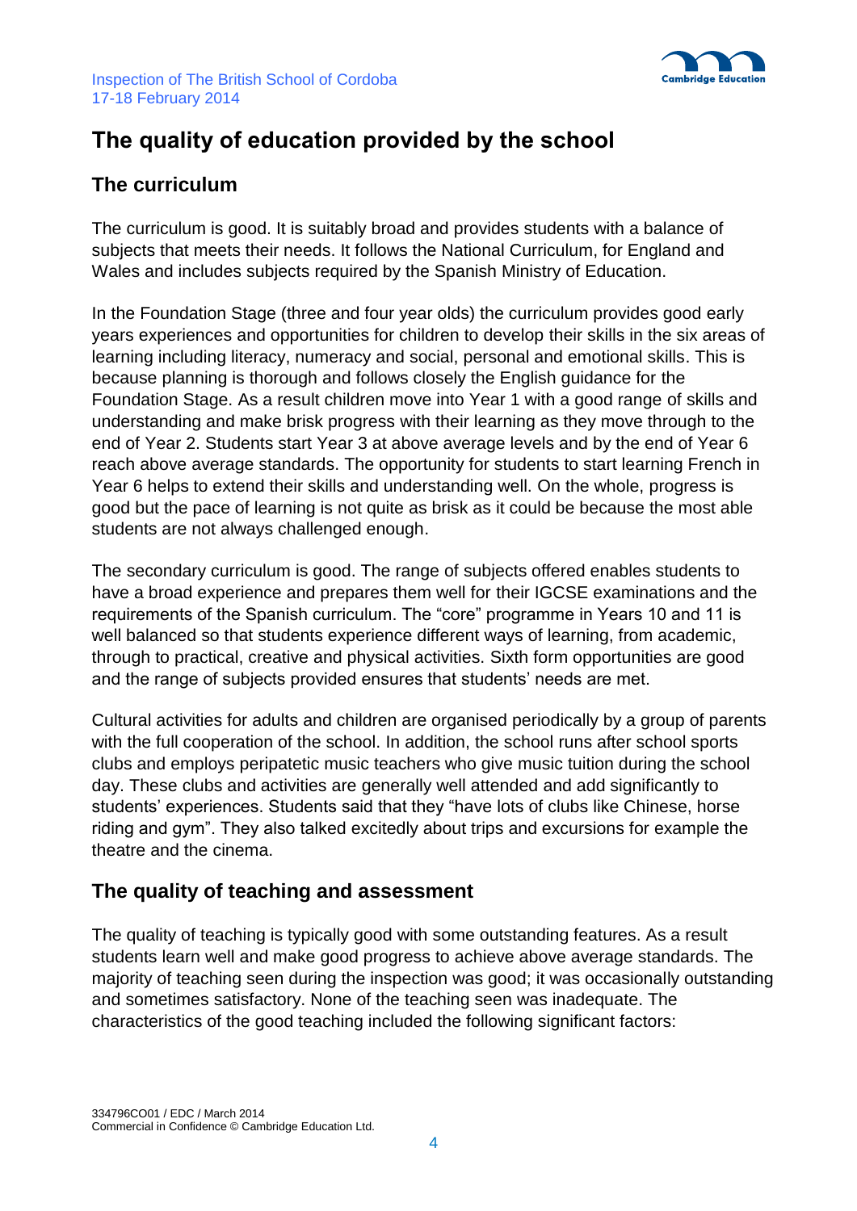## The quality of education provided by the school

### The curriculum

The curriculum is good. It is suitably broad and provides students with a balance of subjects that meets their needs. It follows the National Curriculum, for England and Wales and includes subjects required by the Spanish Ministry of Education.

In the Foundation Stage (three and four year olds) the curriculum provides good early years experiences and opportunities for children to develop their skills in the six areas of learning including literacy, numeracy and social, personal and emotional skills. This is because planning is thorough and follows closely the English guidance for the Foundation Stage. As a result children move into Year 1 with a good range of skills and understanding and make brisk progress with their learning as they move through to the end of Year 2. Students start Year 3 at above average levels and by the end of Year 6 reach above average standards. The opportunity for students to start learning French in Year 6 helps to extend their skills and understanding well. On the whole, progress is good but the pace of learning is not quite as brisk as it could be because the most able students are not always challenged enough.

The secondary curriculum is good. The range of subjects offered enables students to have a broad experience and prepares them well for their IGCSE examinations and the requirements of the Spanish curriculum. The "core" programme in Years 10 and 11 is well balanced so that students experience different ways of learning, from academic, through to practical, creative and physical activities. Sixth form opportunities are good and the range of subjects provided ensures that students' needs are met.

Cultural activities for adults and children are organised periodically by a group of parents with the full cooperation of the school. In addition, the school runs after school sports clubs and employs peripatetic music teachers who give music tuition during the school day. These clubs and activities are generally well attended and add significantly to students' experiences. Students said that they "have lots of clubs like Chinese, horse riding and gym". They also talked excitedly about trips and excursions for example the theatre and the cinema.

### The quality of teaching and assessment

The quality of teaching is typically good with some outstanding features. As a result students learn well and make good progress to achieve above average standards. The majority of teaching seen during the inspection was good; it was occasionally outstanding and sometimes satisfactory. None of the teaching seen was inadequate. The characteristics of the good teaching included the following significant factors: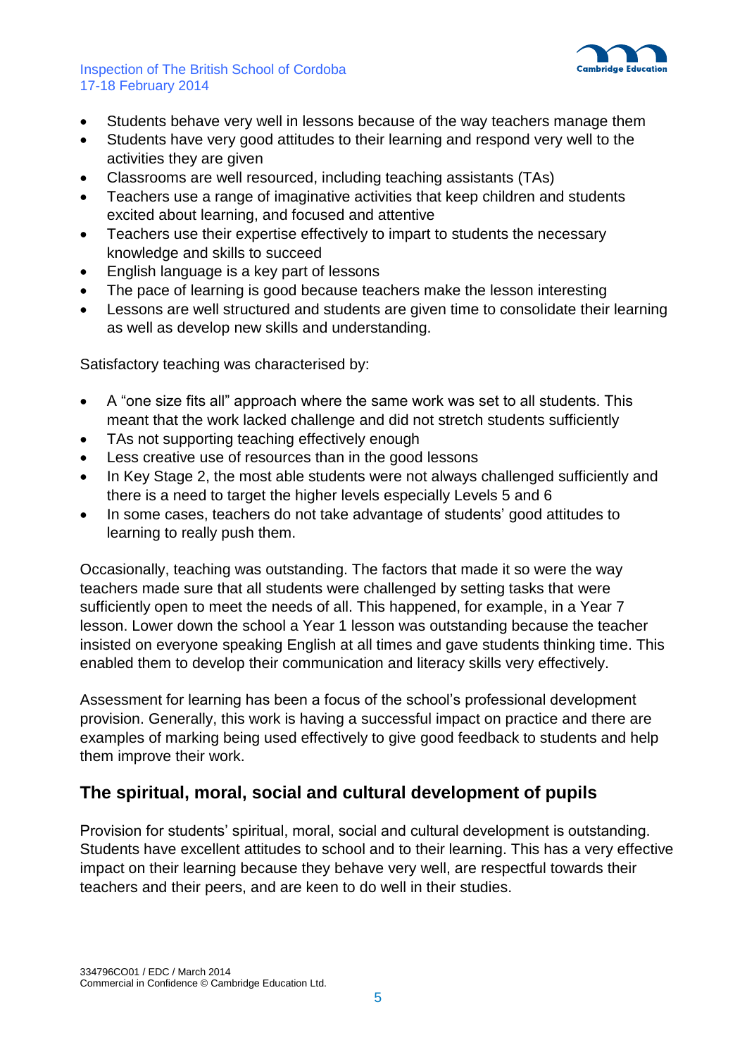- Students behave very well in lessons because of the way teachers manage them
- Students have very good attitudes to their learning and respond very well to the activities they are given
- Classrooms are well resourced, including teaching assistants (TAs)
- Teachers use a range of imaginative activities that keep children and students excited about learning, and focused and attentive
- Teachers use their expertise effectively to impart to students the necessary knowledge and skills to succeed
- English language is a key part of lessons
- The pace of learning is good because teachers make the lesson interesting
- Lessons are well structured and students are given time to consolidate their learning as well as develop new skills and understanding.

Satisfactory teaching was characterised by:

- A "one size fits all" approach where the same work was set to all students. This meant that the work lacked challenge and did not stretch students sufficiently
- TAs not supporting teaching effectively enough
- Less creative use of resources than in the good lessons
- In Key Stage 2, the most able students were not always challenged sufficiently and there is a need to target the higher levels especially Levels 5 and 6
- In some cases, teachers do not take advantage of students' good attitudes to learning to really push them.

Occasionally, teaching was outstanding. The factors that made it so were the way teachers made sure that all students were challenged by setting tasks that were sufficiently open to meet the needs of all. This happened, for example, in a Year 7 lesson. Lower down the school a Year 1 lesson was outstanding because the teacher insisted on everyone speaking English at all times and gave students thinking time. This enabled them to develop their communication and literacy skills very effectively.

Assessment for learning has been a focus of the school's professional development provision. Generally, this work is having a successful impact on practice and there are examples of marking being used effectively to give good feedback to students and help them improve their work.

## The spiritual, moral, social and cultural development of pupils

Provision for students' spiritual, moral, social and cultural development is outstanding. Students have excellent attitudes to school and to their learning. This has a very effective impact on their learning because they behave very well, are respectful towards their teachers and their peers, and are keen to do well in their studies.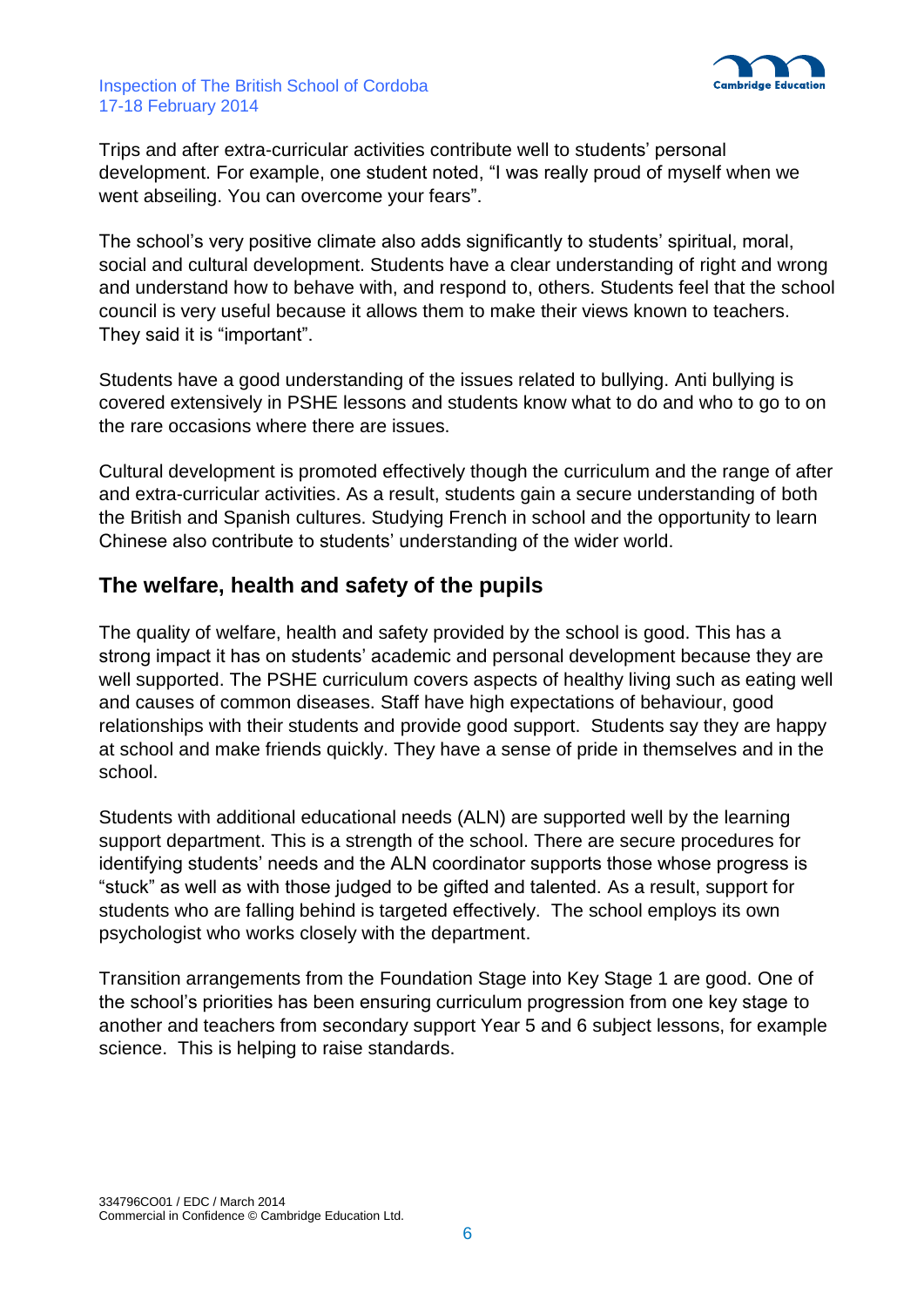Trips and after extra-curricular activities contribute well to students' personal development. For example, one student noted, "I was really proud of myself when we went abseiling. You can overcome your fears".

The school's very positive climate also adds significantly to students' spiritual, moral, social and cultural development. Students have a clear understanding of right and wrong and understand how to behave with, and respond to, others. Students feel that the school council is very useful because it allows them to make their views known to teachers. They said it is "important".

Students have a good understanding of the issues related to bullying. Anti bullying is covered extensively in PSHE lessons and students know what to do and who to go to on the rare occasions where there are issues.

Cultural development is promoted effectively though the curriculum and the range of after and extra-curricular activities. As a result, students gain a secure understanding of both the British and Spanish cultures. Studying French in school and the opportunity to learn Chinese also contribute to students' understanding of the wider world.

## The welfare, health and safety of the pupils

The quality of welfare, health and safety provided by the school is good. This has a strong impact it has on students' academic and personal development because they are well supported. The PSHE curriculum covers aspects of healthy living such as eating well and causes of common diseases. Staff have high expectations of behaviour, good relationships with their students and provide good support. Students say they are happy at school and make friends quickly. They have a sense of pride in themselves and in the school.

Students with additional educational needs (ALN) are supported well by the learning support department. This is a strength of the school. There are secure procedures for identifying students' needs and the ALN coordinator supports those whose progress is "stuck" as well as with those judged to be gifted and talented. As a result, support for students who are falling behind is targeted effectively. The school employs its own psychologist who works closely with the department.

Transition arrangements from the Foundation Stage into Key Stage 1 are good. One of the school's priorities has been ensuring curriculum progression from one key stage to another and teachers from secondary support Year 5 and 6 subject lessons, for example science. This is helping to raise standards.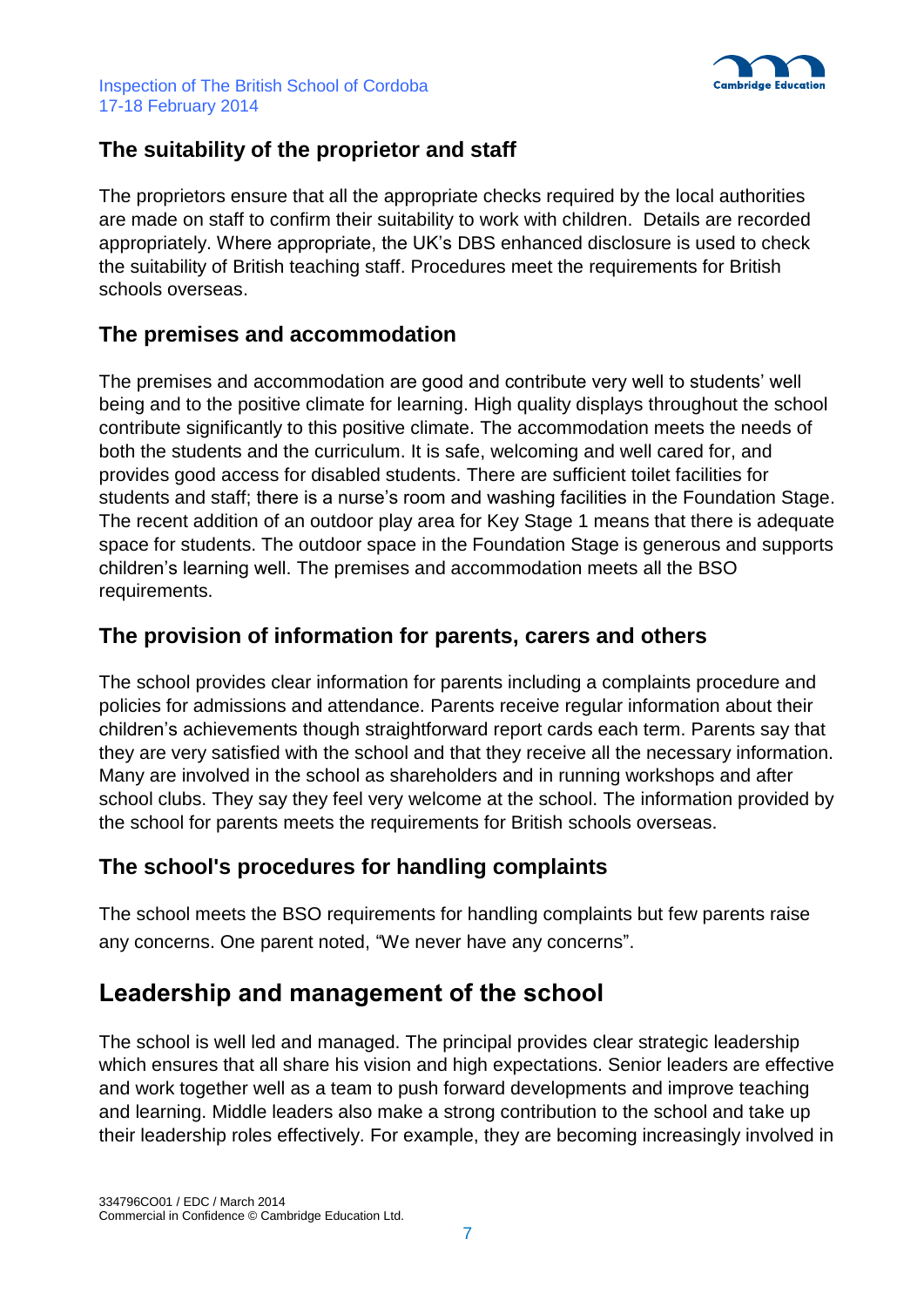### The suitability of the proprietor and staff

The proprietors ensure that all the appropriate checks required by the local authorities are made on staff to confirm their suitability to work with children. Details are recorded appropriately. Where appropriate, the UK's DBS enhanced disclosure is used to check the suitability of British teaching staff. Procedures meet the requirements for British schools overseas.

### The premises and accommodation

The premises and accommodation are good and contribute very well to students' well being and to the positive climate for learning. High quality displays throughout the school contribute significantly to this positive climate. The accommodation meets the needs of both the students and the curriculum. It is safe, welcoming and well cared for, and provides good access for disabled students. There are sufficient toilet facilities for students and staff; there is a nurse's room and washing facilities in the Foundation Stage. The recent addition of an outdoor play area for Key Stage 1 means that there is adequate space for students. The outdoor space in the Foundation Stage is generous and supports children's learning well. The premises and accommodation meets all the BSO requirements.

### The provision of information for parents, carers and others

The school provides clear information for parents including a complaints procedure and policies for admissions and attendance. Parents receive regular information about their children's achievements though straightforward report cards each term. Parents say that they are very satisfied with the school and that they receive all the necessary information. Many are involved in the school as shareholders and in running workshops and after school clubs. They say they feel very welcome at the school. The information provided by the school for parents meets the requirements for British schools overseas.

### The school's procedures for handling complaints

The school meets the BSO requirements for handling complaints but few parents raise any concerns. One parent noted, "We never have any concerns".

## Leadership and management of the school

The school is well led and managed. The principal provides clear strategic leadership which ensures that all share his vision and high expectations. Senior leaders are effective and work together well as a team to push forward developments and improve teaching and learning. Middle leaders also make a strong contribution to the school and take up their leadership roles effectively. For example, they are becoming increasingly involved in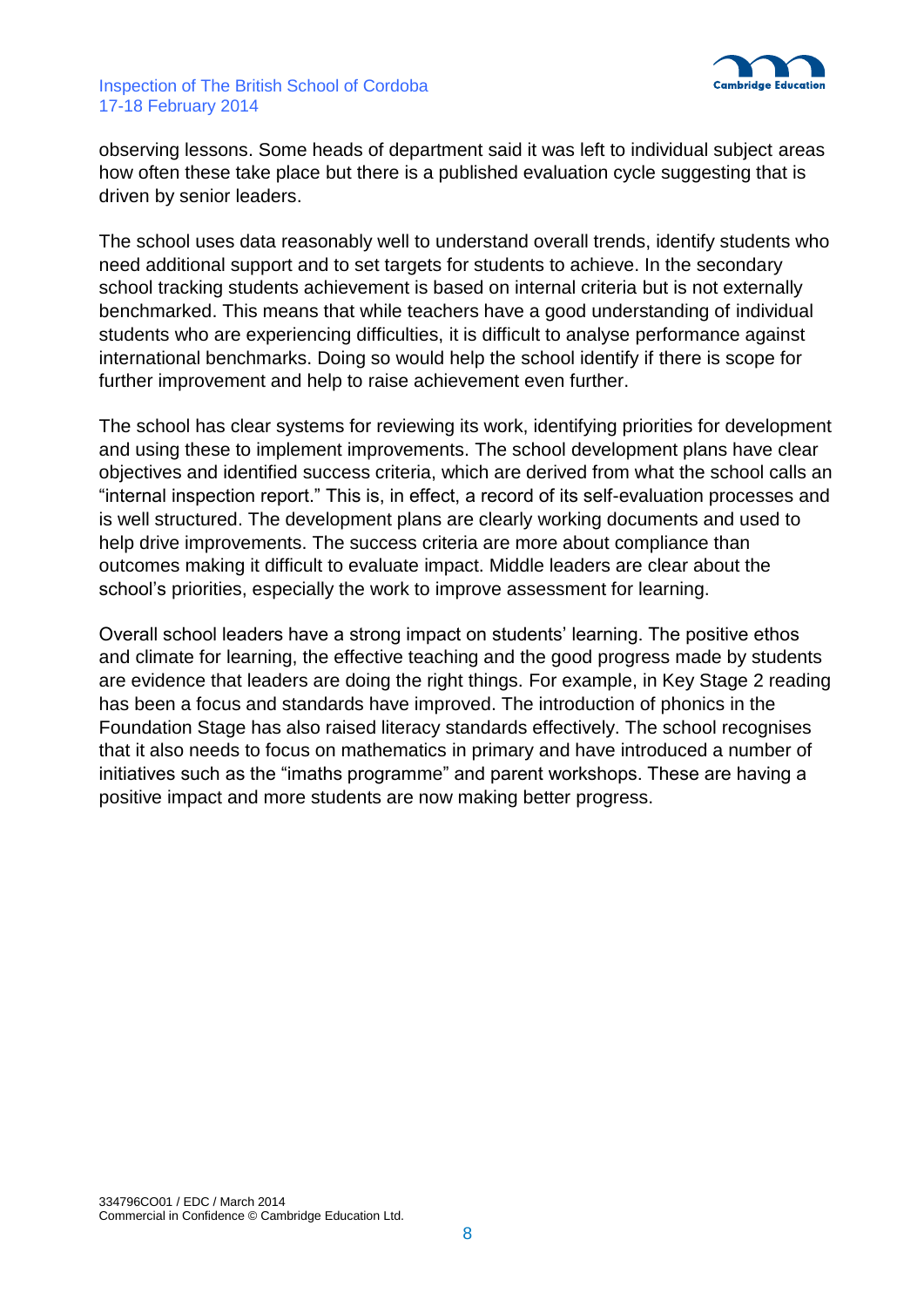observing lessons. Some heads of department said it was left to individual subject areas how often these take place but there is a published evaluation cycle suggesting that is driven by senior leaders.

The school uses data reasonably well to understand overall trends, identify students who need additional support and to set targets for students to achieve. In the secondary school tracking students achievement is based on internal criteria but is not externally benchmarked. This means that while teachers have a good understanding of individual students who are experiencing difficulties, it is difficult to analyse performance against international benchmarks. Doing so would help the school identify if there is scope for further improvement and help to raise achievement even further.

The school has clear systems for reviewing its work, identifying priorities for development and using these to implement improvements. The school development plans have clear objectives and identified success criteria, which are derived from what the school calls an "internal inspection report." This is, in effect, a record of its self-evaluation processes and is well structured. The development plans are clearly working documents and used to help drive improvements. The success criteria are more about compliance than outcomes making it difficult to evaluate impact. Middle leaders are clear about the school's priorities, especially the work to improve assessment for learning.

Overall school leaders have a strong impact on students' learning. The positive ethos and climate for learning, the effective teaching and the good progress made by students are evidence that leaders are doing the right things. For example, in Key Stage 2 reading has been a focus and standards have improved. The introduction of phonics in the Foundation Stage has also raised literacy standards effectively. The school recognises that it also needs to focus on mathematics in primary and have introduced a number of initiatives such as the "imaths programme" and parent workshops. These are having a positive impact and more students are now making better progress.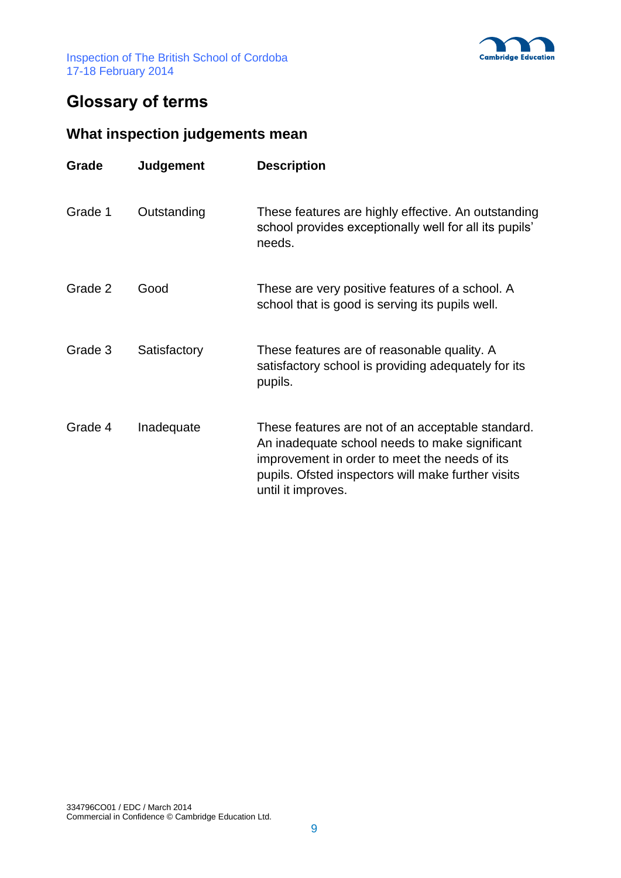# Glossary of terms

## What inspection judgements mean

| Grade | Judgement | Description |
| --- | --- | --- |
| Grade 1 | Outstanding | These features are highly effective. An outstanding school provides exceptionally well for all its pupils' needs. |
| Grade 2 | Good | These are very positive features of a school. A school that is good is serving its pupils well. |
| Grade 3 | Satisfactory | These features are of reasonable quality. A satisfactory school is providing adequately for its pupils. |
| Grade 4 | Inadequate | These features are not of an acceptable standard. An inadequate school needs to make significant improvement in order to meet the needs of its pupils. Ofsted inspectors will make further visits until it improves. |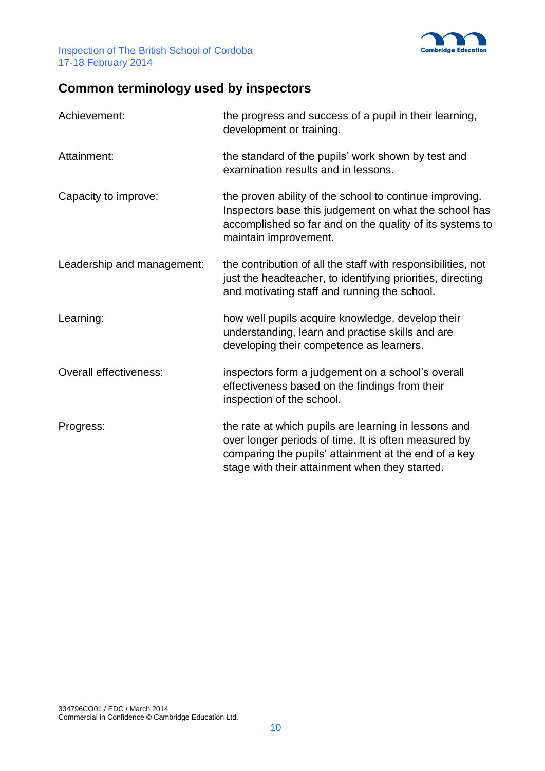## Common terminology used by inspectors

| | |
|---|---|
| Achievement: | the progress and success of a pupil in their learning, development or training. |
| Attainment: | the standard of the pupils' work shown by test and examination results and in lessons. |
| Capacity to improve: | the proven ability of the school to continue improving. Inspectors base this judgement on what the school has accomplished so far and on the quality of its systems to maintain improvement. |
| Leadership and management: | the contribution of all the staff with responsibilities, not just the headteacher, to identifying priorities, directing and motivating staff and running the school. |
| Learning: | how well pupils acquire knowledge, develop their understanding, learn and practise skills and are developing their competence as learners. |
| Overall effectiveness: | inspectors form a judgement on a school's overall effectiveness based on the findings from their inspection of the school. |
| Progress: | the rate at which pupils are learning in lessons and over longer periods of time. It is often measured by comparing the pupils' attainment at the end of a key stage with their attainment when they started. |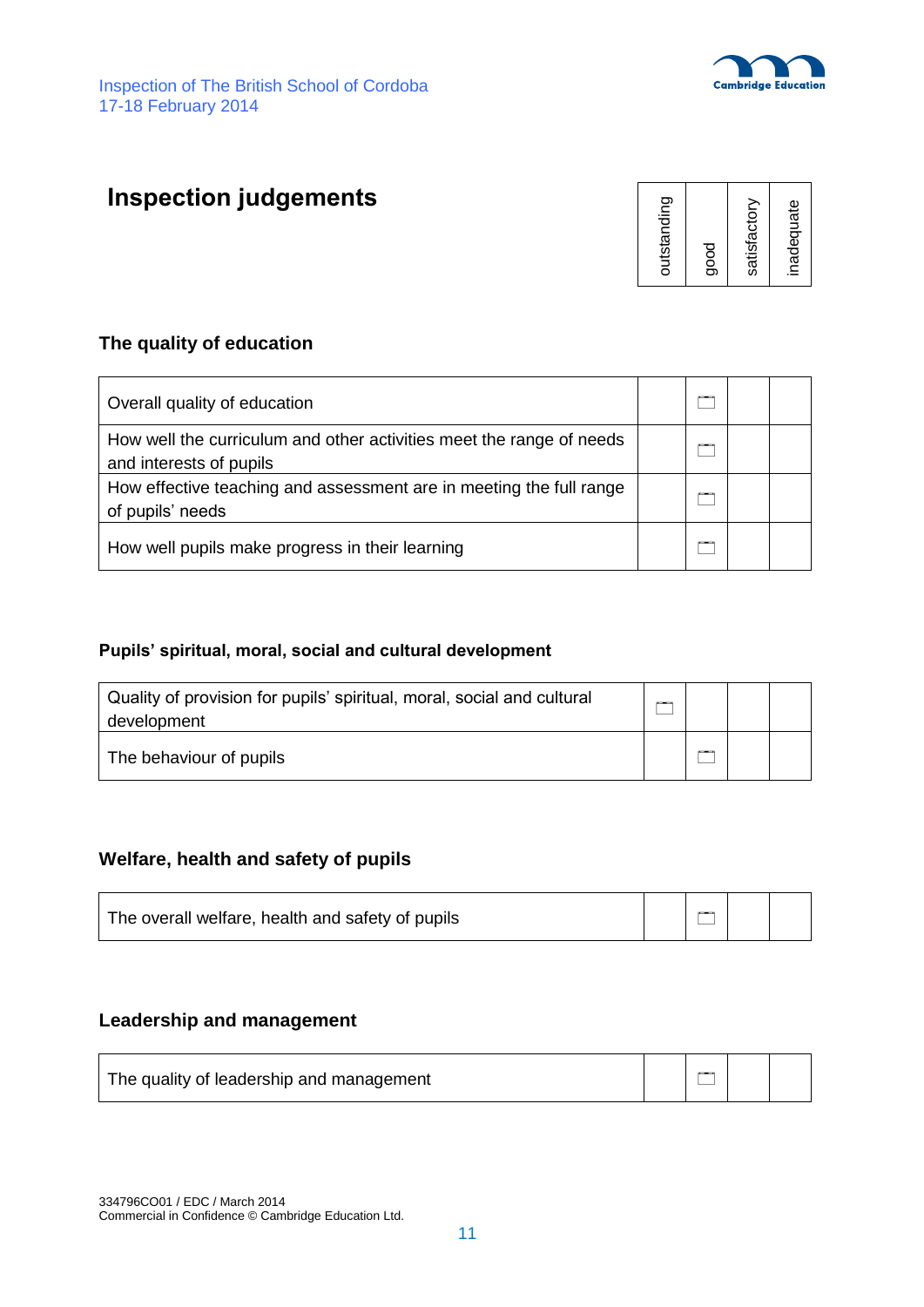# Inspection judgements

| | outstanding | good | satisfactory | inadequate |
|---|---|---|---|---|

### The quality of education

| | outstanding | good | satisfactory | inadequate |
|---|---|---|---|---|
| Overall quality of education | | ✓ | | |
| How well the curriculum and other activities meet the range of needs and interests of pupils | | ✓ | | |
| How effective teaching and assessment are in meeting the full range of pupils' needs | | ✓ | | |
| How well pupils make progress in their learning | | ✓ | | |

### Pupils' spiritual, moral, social and cultural development

| | outstanding | good | satisfactory | inadequate |
|---|---|---|---|---|
| Quality of provision for pupils' spiritual, moral, social and cultural development | ✓ | | | |
| The behaviour of pupils | | ✓ | | |

### Welfare, health and safety of pupils

| | outstanding | good | satisfactory | inadequate |
|---|---|---|---|---|
| The overall welfare, health and safety of pupils | | ✓ | | |

### Leadership and management

| | outstanding | good | satisfactory | inadequate |
|---|---|---|---|---|
| The quality of leadership and management | | ✓ | | |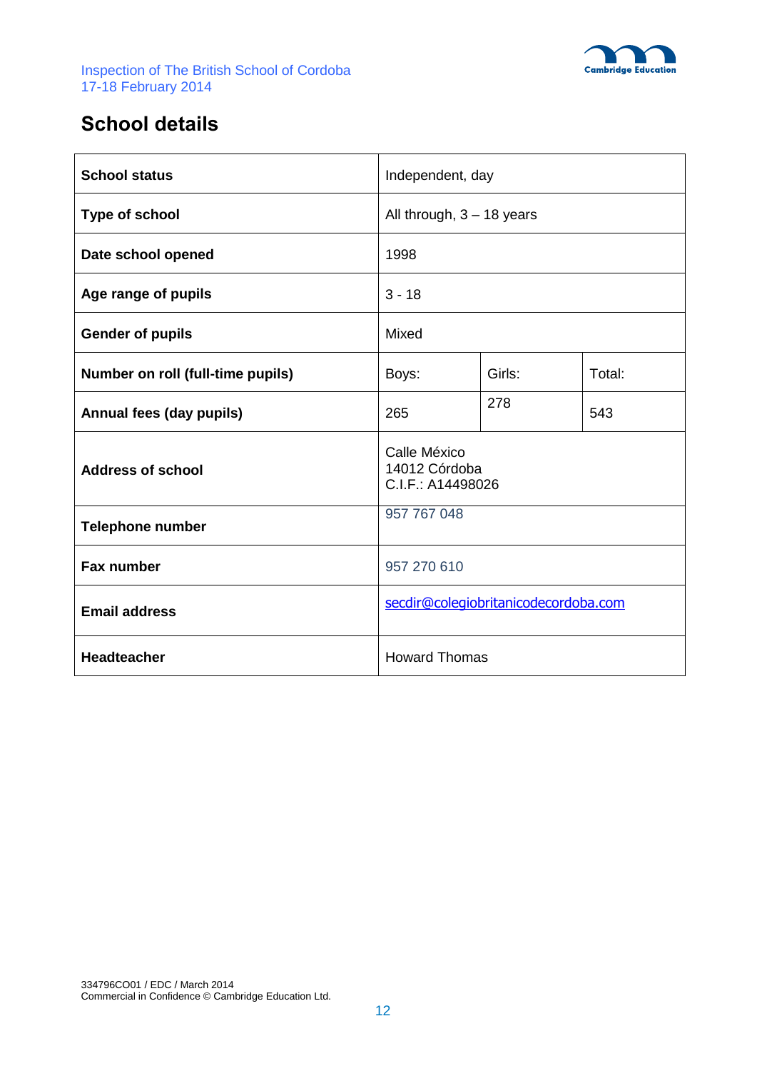## School details

| | | | |
|---|---|---|---|
| **School status** | Independent, day | | |
| **Type of school** | All through, 3 – 18 years | | |
| **Date school opened** | 1998 | | |
| **Age range of pupils** | 3 - 18 | | |
| **Gender of pupils** | Mixed | | |
| **Number on roll (full-time pupils)** | Boys: | Girls: | Total: |
| **Annual fees (day pupils)** | 265 | 278 | 543 |
| **Address of school** | Calle México<br>14012 Córdoba<br>C.I.F.: A14498026 | | |
| **Telephone number** | 957 767 048 | | |
| **Fax number** | 957 270 610 | | |
| **Email address** | secdir@colegiobritanicodecordoba.com | | |
| **Headteacher** | Howard Thomas | | |